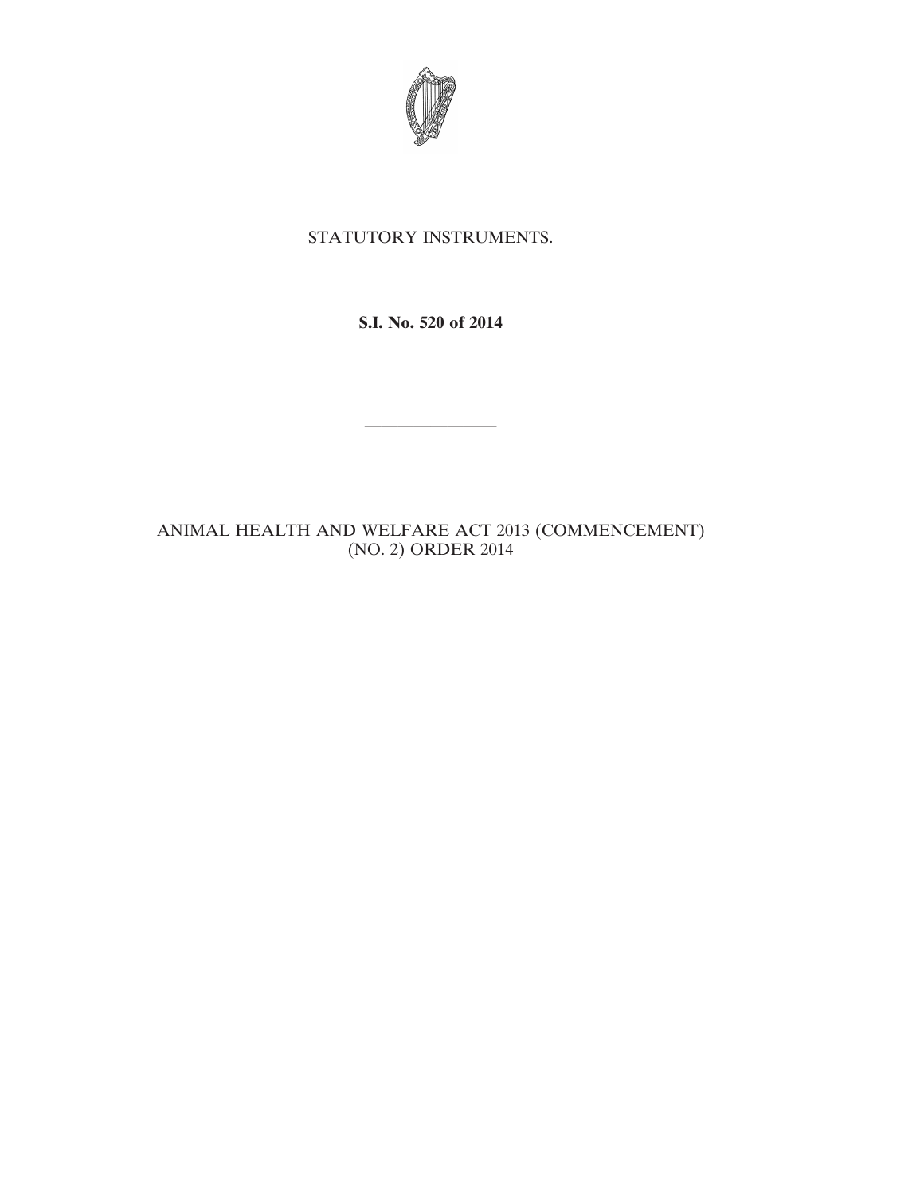STATUTORY INSTRUMENTS.

**S.I. No. 520 of 2014**

---

ANIMAL HEALTH AND WELFARE ACT 2013 (COMMENCEMENT) (NO. 2) ORDER 2014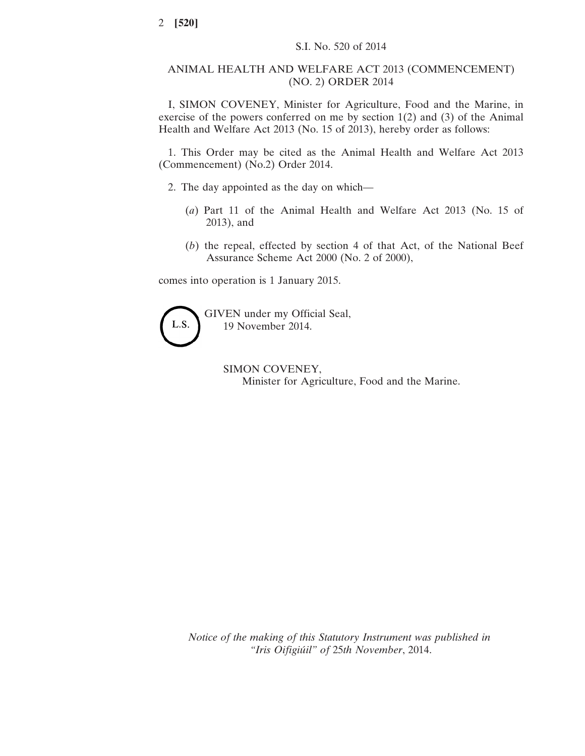S.I. No. 520 of 2014

ANIMAL HEALTH AND WELFARE ACT 2013 (COMMENCEMENT) (NO. 2) ORDER 2014

I, SIMON COVENEY, Minister for Agriculture, Food and the Marine, in exercise of the powers conferred on me by section 1(2) and (3) of the Animal Health and Welfare Act 2013 (No. 15 of 2013), hereby order as follows:

1. This Order may be cited as the Animal Health and Welfare Act 2013 (Commencement) (No.2) Order 2014.

2. The day appointed as the day on which—

(*a*) Part 11 of the Animal Health and Welfare Act 2013 (No. 15 of 2013), and

(*b*) the repeal, effected by section 4 of that Act, of the National Beef Assurance Scheme Act 2000 (No. 2 of 2000),

comes into operation is 1 January 2015.

L.S.

GIVEN under my Official Seal,
19 November 2014.

SIMON COVENEY,
Minister for Agriculture, Food and the Marine.

*Notice of the making of this Statutory Instrument was published in "Iris Oifigiúil" of* 25*th November*, 2014.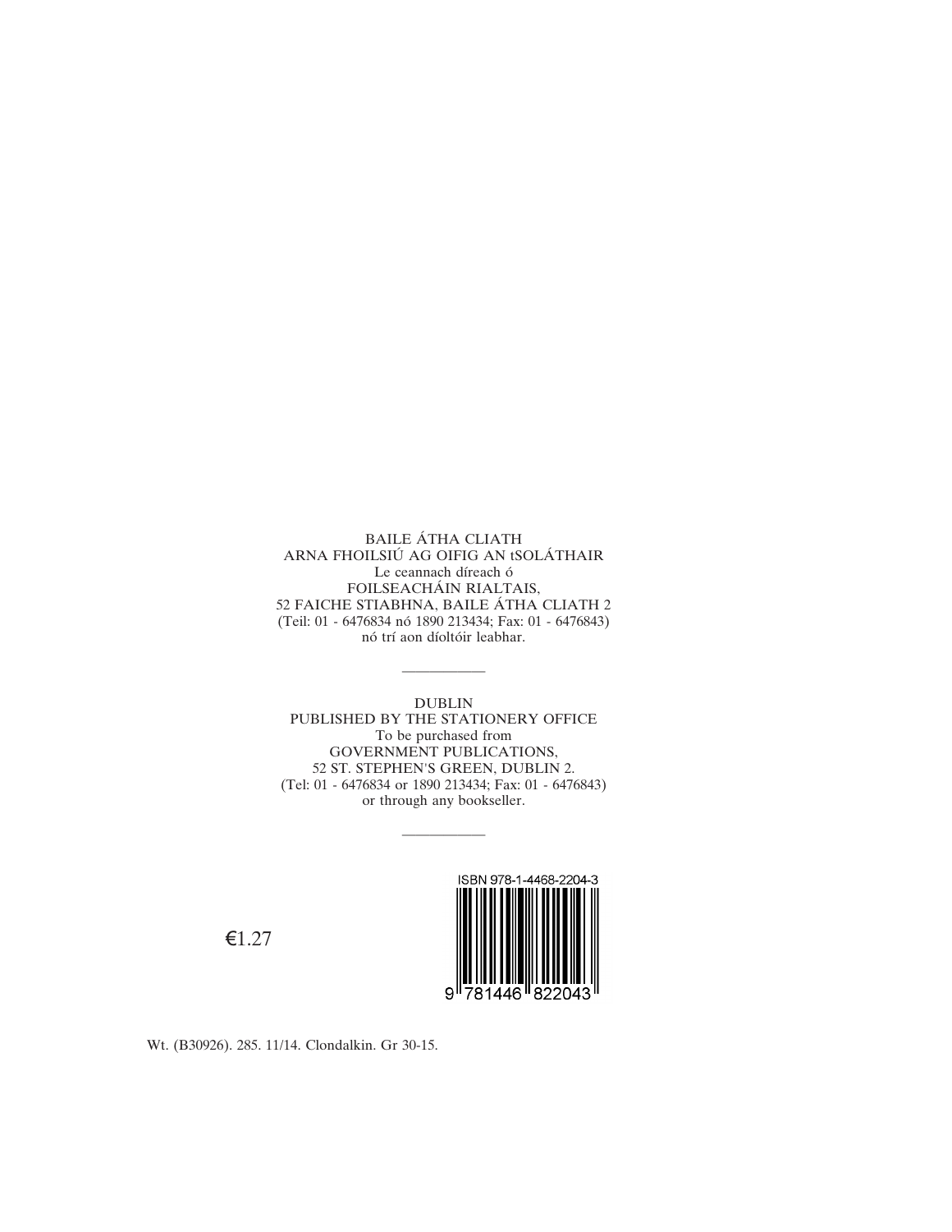BAILE ÁTHA CLIATH
ARNA FHOILSIÚ AG OIFIG AN tSOLÁTHAIR
Le ceannach díreach ó
FOILSEACHÁIN RIALTAIS,
52 FAICHE STIABHNA, BAILE ÁTHA CLIATH 2
(Teil: 01 - 6476834 nó 1890 213434; Fax: 01 - 6476843)
nó trí aon díoltóir leabhar.

---

DUBLIN
PUBLISHED BY THE STATIONERY OFFICE
To be purchased from
GOVERNMENT PUBLICATIONS,
52 ST. STEPHEN'S GREEN, DUBLIN 2.
(Tel: 01 - 6476834 or 1890 213434; Fax: 01 - 6476843)
or through any bookseller.

---

ISBN 978-1-4468-2204-3

9 781446 822043

€1.27

Wt. (B30926). 285. 11/14. Clondalkin. Gr 30-15.